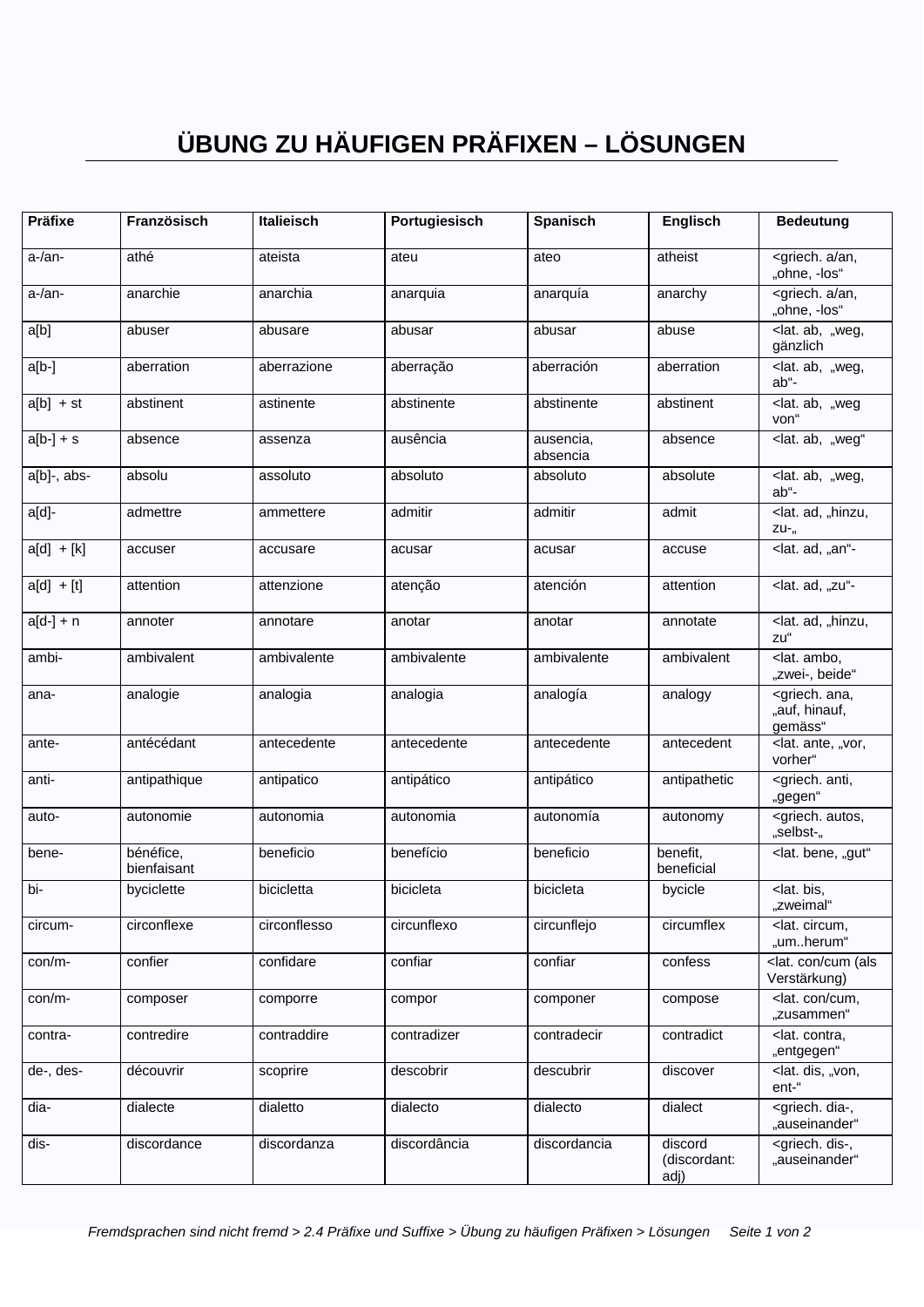# ÜBUNG ZU HÄUFIGEN PRÄFIXEN – LÖSUNGEN

| Präfixe | Französisch | Italieisch | Portugiesisch | Spanisch | Englisch | Bedeutung |
|---|---|---|---|---|---|---|
| a-/an- | athé | ateista | ateu | ateo | atheist | <griech. a/an, „ohne, -los“ |
| a-/an- | anarchie | anarchia | anarquia | anarquía | anarchy | <griech. a/an, „ohne, -los“ |
| a[b] | abuser | abusare | abusar | abusar | abuse | <lat. ab, „weg, gänzlich |
| a[b-] | aberration | aberrazione | aberração | aberración | aberration | <lat. ab, „weg, ab“- |
| a[b] + st | abstinent | astinente | abstinente | abstinente | abstinent | <lat. ab, „weg von“ |
| a[b-] + s | absence | assenza | ausência | ausencia, absencia | absence | <lat. ab, „weg“ |
| a[b]-, abs- | absolu | assoluto | absoluto | absoluto | absolute | <lat. ab, „weg, ab“- |
| a[d]- | admettre | ammettere | admitir | admitir | admit | <lat. ad, „hinzu, zu-„ |
| a[d] + [k] | accuser | accusare | acusar | acusar | accuse | <lat. ad, „an“- |
| a[d] + [t] | attention | attenzione | atenção | atención | attention | <lat. ad, „zu“- |
| a[d-] + n | annoter | annotare | anotar | anotar | annotate | <lat. ad, „hinzu, zu“ |
| ambi- | ambivalent | ambivalente | ambivalente | ambivalente | ambivalent | <lat. ambo, „zwei-, beide“ |
| ana- | analogie | analogia | analogia | analogía | analogy | <griech. ana, „auf, hinauf, gemäss“ |
| ante- | antécédant | antecedente | antecedente | antecedente | antecedent | <lat. ante, „vor, vorher“ |
| anti- | antipathique | antipatico | antipático | antipático | antipathetic | <griech. anti, „gegen“ |
| auto- | autonomie | autonomia | autonomia | autonomía | autonomy | <griech. autos, „selbst-„ |
| bene- | bénéfice, bienfaisant | beneficio | benefício | beneficio | benefit, beneficial | <lat. bene, „gut“ |
| bi- | byciclette | bicicletta | bicicleta | bicicleta | bycicle | <lat. bis, „zweimal“ |
| circum- | circonflexe | circonflesso | circunflexo | circunflejo | circumflex | <lat. circum, „um..herum“ |
| con/m- | confier | confidare | confiar | confiar | confess | <lat. con/cum (als Verstärkung) |
| con/m- | composer | comporre | compor | componer | compose | <lat. con/cum, „zusammen“ |
| contra- | contredire | contraddire | contradizer | contradecir | contradict | <lat. contra, „entgegen“ |
| de-, des- | découvrir | scoprire | descobrir | descubrir | discover | <lat. dis, „von, ent-“ |
| dia- | dialecte | dialetto | dialecto | dialecto | dialect | <griech. dia-, „auseinander“ |
| dis- | discordance | discordanza | discordância | discordancia | discord (discordant: adj) | <griech. dis-, „auseinander“ |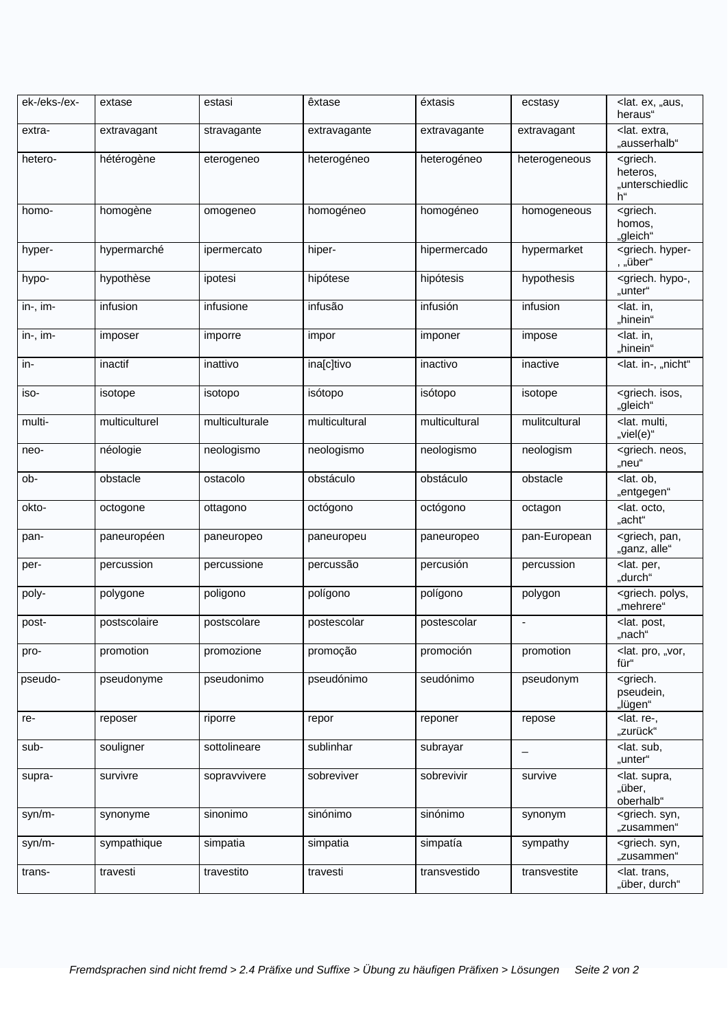| | | | | | | |
|---|---|---|---|---|---|---|
| ek-/eks-/ex- | extase | estasi | êxtase | éxtasis | ecstasy | <lat. ex, „aus, heraus“ |
| extra- | extravagant | stravagante | extravagante | extravagante | extravagant | <lat. extra, „ausserhalb“ |
| hetero- | hétérogène | eterogeneo | heterogéneo | heterogéneo | heterogeneous | <griech. heteros, „unterschiedlich“ |
| homo- | homogène | omogeneo | homogéneo | homogéneo | homogeneous | <griech. homos, „gleich“ |
| hyper- | hypermarché | ipermercato | hiper- | hipermercado | hypermarket | <griech. hyper-, „über“ |
| hypo- | hypothèse | ipotesi | hipótese | hipótesis | hypothesis | <griech. hypo-, „unter“ |
| in-, im- | infusion | infusione | infusão | infusión | infusion | <lat. in, „hinein“ |
| in-, im- | imposer | imporre | impor | imponer | impose | <lat. in, „hinein“ |
| in- | inactif | inattivo | ina[c]tivo | inactivo | inactive | <lat. in-, „nicht“ |
| iso- | isotope | isotopo | isótopo | isótopo | isotope | <griech. isos, „gleich“ |
| multi- | multiculturel | multiculturale | multicultural | multicultural | mulitcultural | <lat. multi, „viel(e)“ |
| neo- | néologie | neologismo | neologismo | neologismo | neologism | <griech. neos, „neu“ |
| ob- | obstacle | ostacolo | obstáculo | obstáculo | obstacle | <lat. ob, „entgegen“ |
| okto- | octogone | ottagono | octógono | octógono | octagon | <lat. octo, „acht“ |
| pan- | paneuropéen | paneuropeo | paneuropeu | paneuropeo | pan-European | <griech, pan, „ganz, alle“ |
| per- | percussion | percussione | percussão | percusión | percussion | <lat. per, „durch“ |
| poly- | polygone | poligono | polígono | polígono | polygon | <griech. polys, „mehrere“ |
| post- | postscolaire | postscolare | postescolar | postescolar | - | <lat. post, „nach“ |
| pro- | promotion | promozione | promoção | promoción | promotion | <lat. pro, „vor, für“ |
| pseudo- | pseudonyme | pseudonimo | pseudónimo | seudónimo | pseudonym | <griech. pseudein, „lügen“ |
| re- | reposer | riporre | repor | reponer | repose | <lat. re-, „zurück“ |
| sub- | souligner | sottolineare | sublinhar | subrayar | _ | <lat. sub, „unter“ |
| supra- | survivre | sopravvivere | sobreviver | sobrevivir | survive | <lat. supra, „über, oberhalb“ |
| syn/m- | synonyme | sinonimo | sinónimo | sinónimo | synonym | <griech. syn, „zusammen“ |
| syn/m- | sympathique | simpatia | simpatia | simpatía | sympathy | <griech. syn, „zusammen“ |
| trans- | travesti | travestito | travesti | transvestido | transvestite | <lat. trans, „über, durch“ |

*Fremdsprachen sind nicht fremd > 2.4 Präfixe und Suffixe > Übung zu häufigen Präfixen > Lösungen*